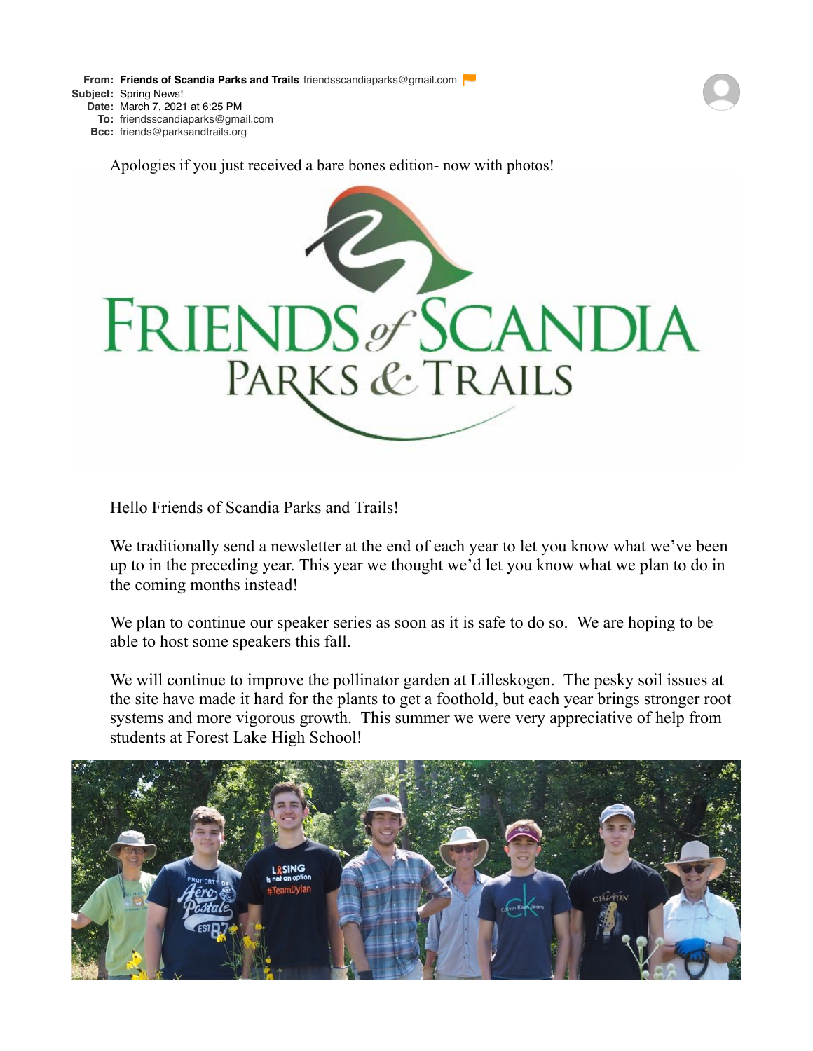**From:** **Friends of Scandia Parks and Trails** friendsscandiaparks@gmail.com
**Subject:** Spring News!
**Date:** March 7, 2021 at 6:25 PM
**To:** friendsscandiaparks@gmail.com
**Bcc:** friends@parksandtrails.org

Apologies if you just received a bare bones edition- now with photos!

FRIENDS of SCANDIA PARKS & TRAILS

Hello Friends of Scandia Parks and Trails!

We traditionally send a newsletter at the end of each year to let you know what we've been up to in the preceding year. This year we thought we'd let you know what we plan to do in the coming months instead!

We plan to continue our speaker series as soon as it is safe to do so. We are hoping to be able to host some speakers this fall.

We will continue to improve the pollinator garden at Lilleskogen. The pesky soil issues at the site have made it hard for the plants to get a foothold, but each year brings stronger root systems and more vigorous growth. This summer we were very appreciative of help from students at Forest Lake High School!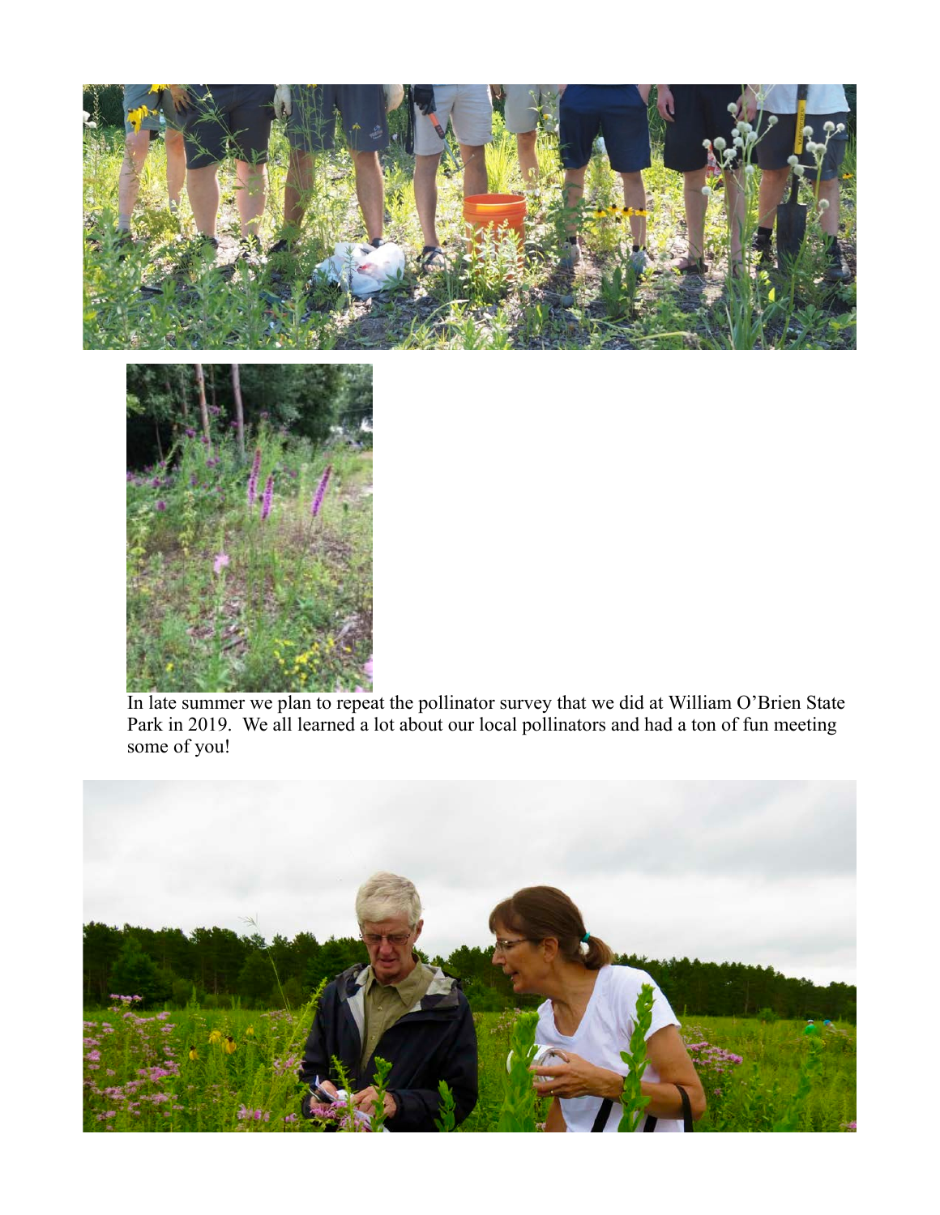In late summer we plan to repeat the pollinator survey that we did at William O'Brien State Park in 2019. We all learned a lot about our local pollinators and had a ton of fun meeting some of you!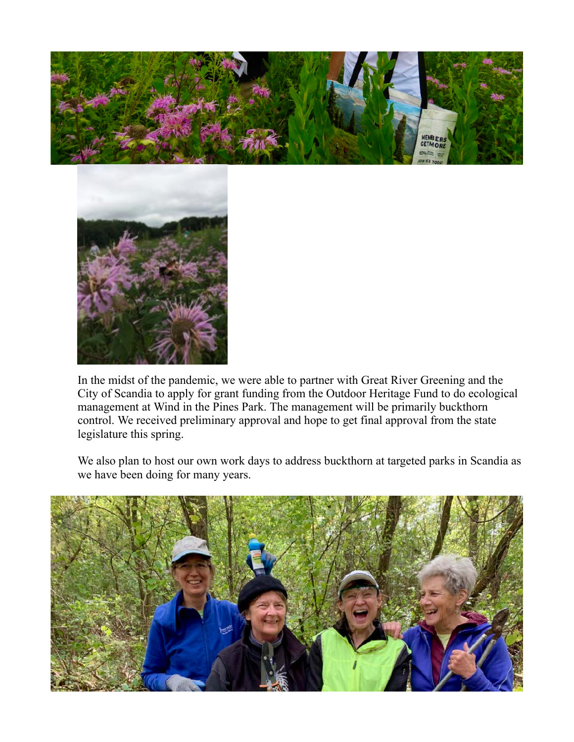In the midst of the pandemic, we were able to partner with Great River Greening and the City of Scandia to apply for grant funding from the Outdoor Heritage Fund to do ecological management at Wind in the Pines Park. The management will be primarily buckthorn control. We received preliminary approval and hope to get final approval from the state legislature this spring.

We also plan to host our own work days to address buckthorn at targeted parks in Scandia as we have been doing for many years.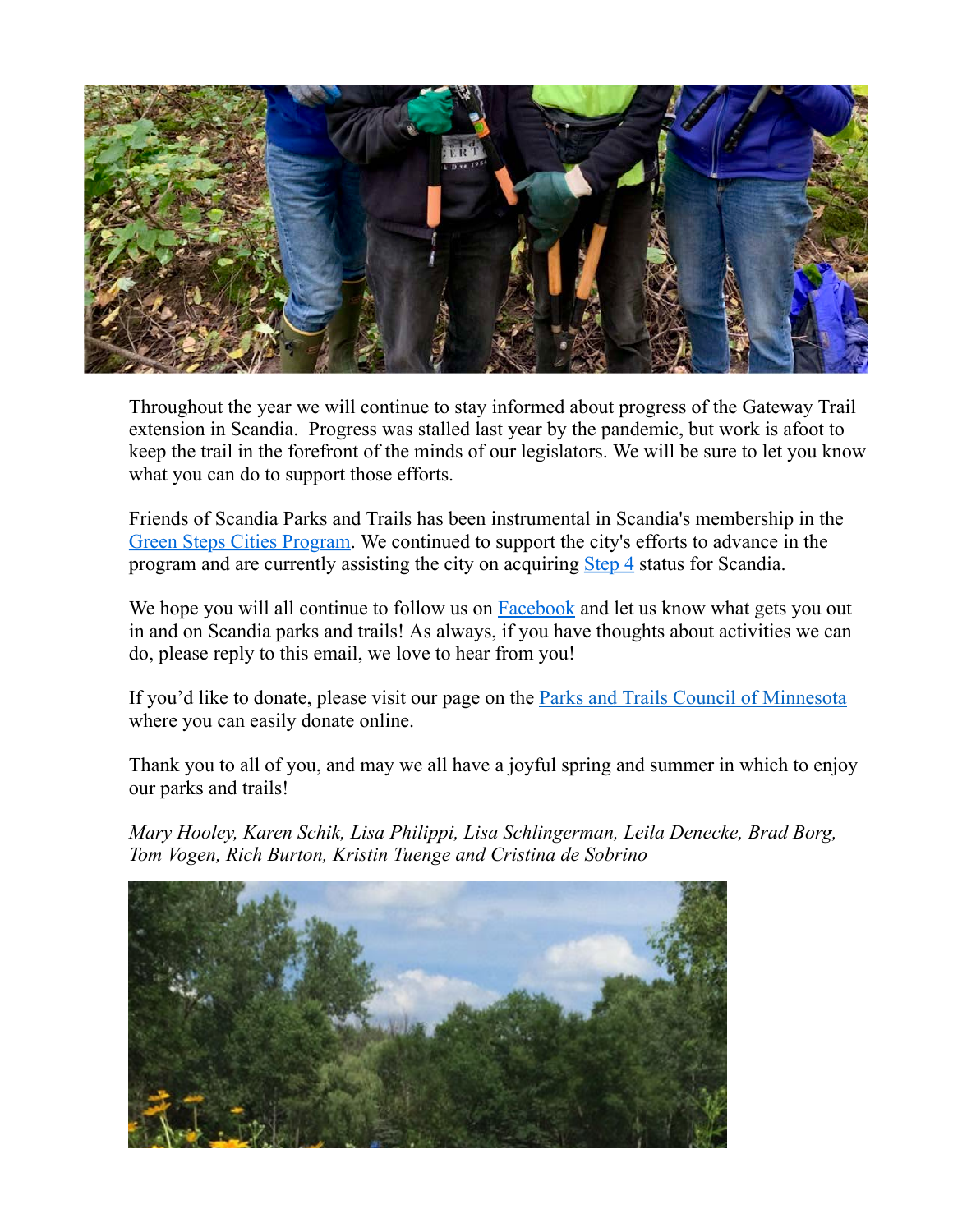Throughout the year we will continue to stay informed about progress of the Gateway Trail extension in Scandia. Progress was stalled last year by the pandemic, but work is afoot to keep the trail in the forefront of the minds of our legislators. We will be sure to let you know what you can do to support those efforts.

Friends of Scandia Parks and Trails has been instrumental in Scandia's membership in the Green Steps Cities Program. We continued to support the city's efforts to advance in the program and are currently assisting the city on acquiring Step 4 status for Scandia.

We hope you will all continue to follow us on Facebook and let us know what gets you out in and on Scandia parks and trails! As always, if you have thoughts about activities we can do, please reply to this email, we love to hear from you!

If you'd like to donate, please visit our page on the Parks and Trails Council of Minnesota where you can easily donate online.

Thank you to all of you, and may we all have a joyful spring and summer in which to enjoy our parks and trails!

*Mary Hooley, Karen Schik, Lisa Philippi, Lisa Schlingerman, Leila Denecke, Brad Borg, Tom Vogen, Rich Burton, Kristin Tuenge and Cristina de Sobrino*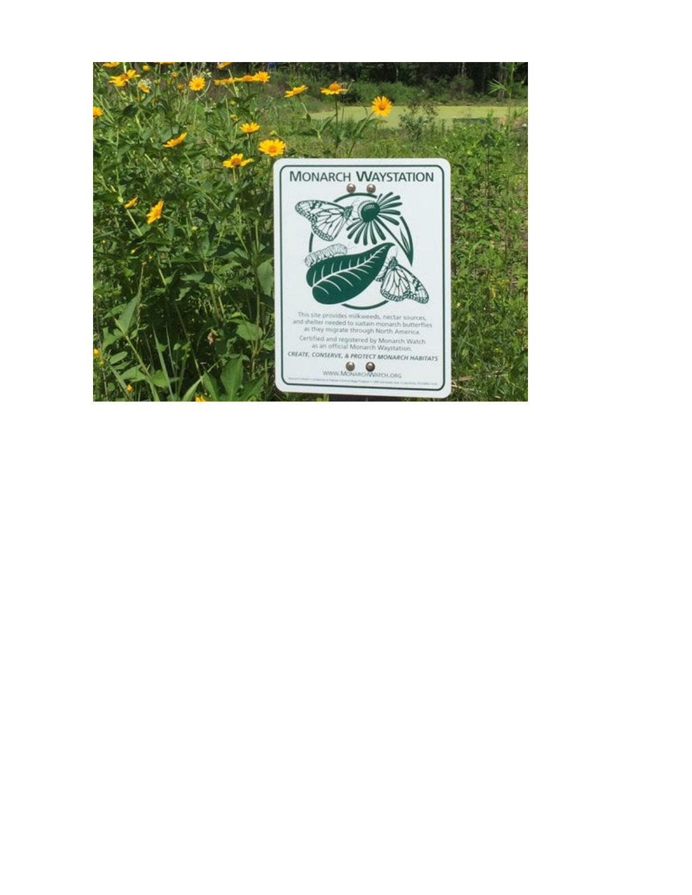MONARCH WAYSTATION

This site provides milkweeds, nectar sources, and shelter needed to sustain monarch butterflies as they migrate through North America.

Certified and registered by Monarch Watch as an official Monarch Waystation.

***CREATE, CONSERVE, & PROTECT MONARCH HABITATS***

WWW.MONARCHWATCH.ORG